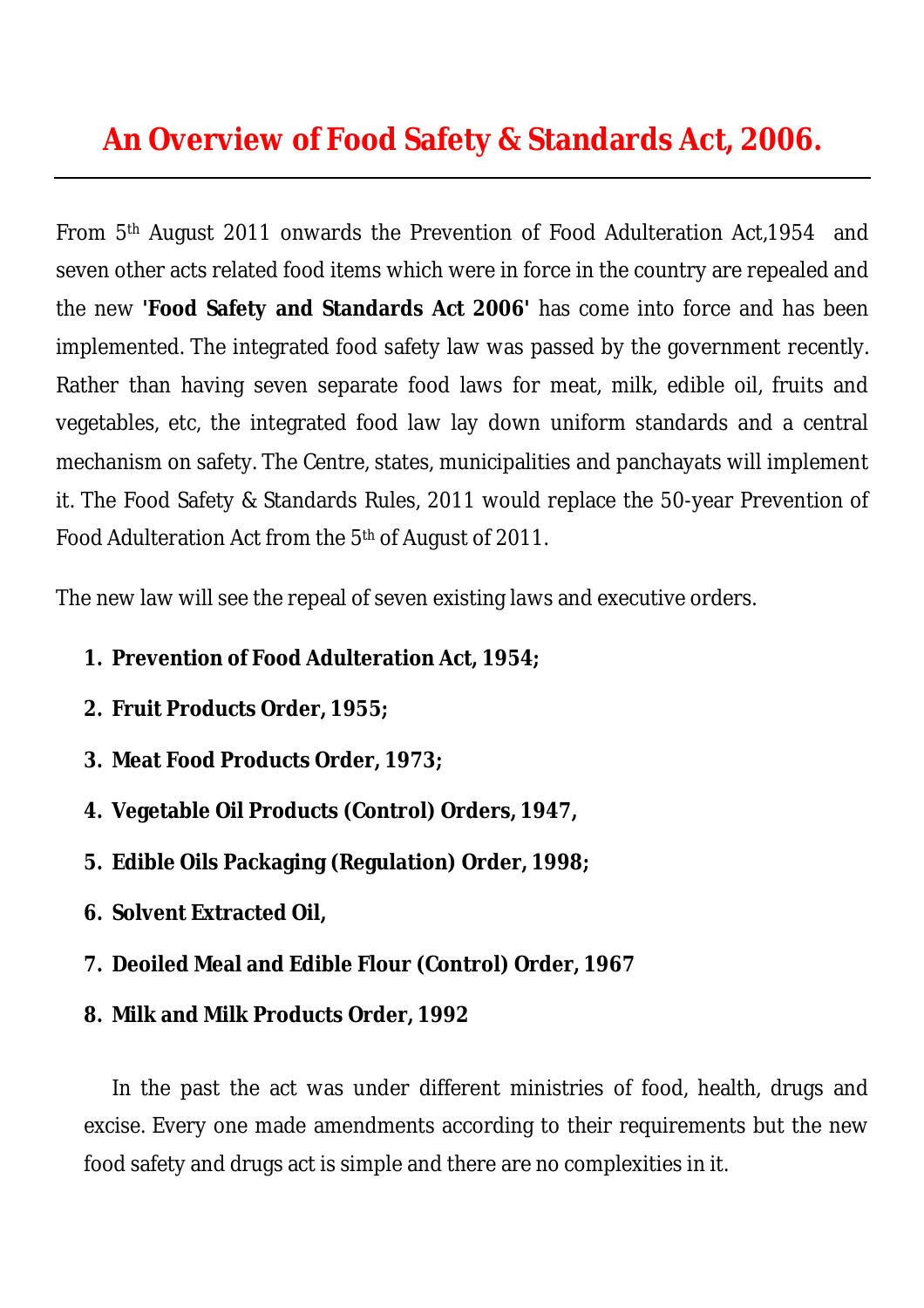# An Overview of Food Safety & Standards Act, 2006.

From 5th August 2011 onwards the Prevention of Food Adulteration Act,1954 and seven other acts related food items which were in force in the country are repealed and the new **'Food Safety and Standards Act 2006'** has come into force and has been implemented. The integrated food safety law was passed by the government recently. Rather than having seven separate food laws for meat, milk, edible oil, fruits and vegetables, etc, the integrated food law lay down uniform standards and a central mechanism on safety. The Centre, states, municipalities and panchayats will implement it. The Food Safety & Standards Rules, 2011 would replace the 50-year Prevention of Food Adulteration Act from the 5th of August of 2011.

The new law will see the repeal of seven existing laws and executive orders.

1. **Prevention of Food Adulteration Act, 1954;**
2. **Fruit Products Order, 1955;**
3. **Meat Food Products Order, 1973;**
4. **Vegetable Oil Products (Control) Orders, 1947,**
5. **Edible Oils Packaging (Regulation) Order, 1998;**
6. **Solvent Extracted Oil,**
7. **Deoiled Meal and Edible Flour (Control) Order, 1967**
8. **Milk and Milk Products Order, 1992**

In the past the act was under different ministries of food, health, drugs and excise. Every one made amendments according to their requirements but the new food safety and drugs act is simple and there are no complexities in it.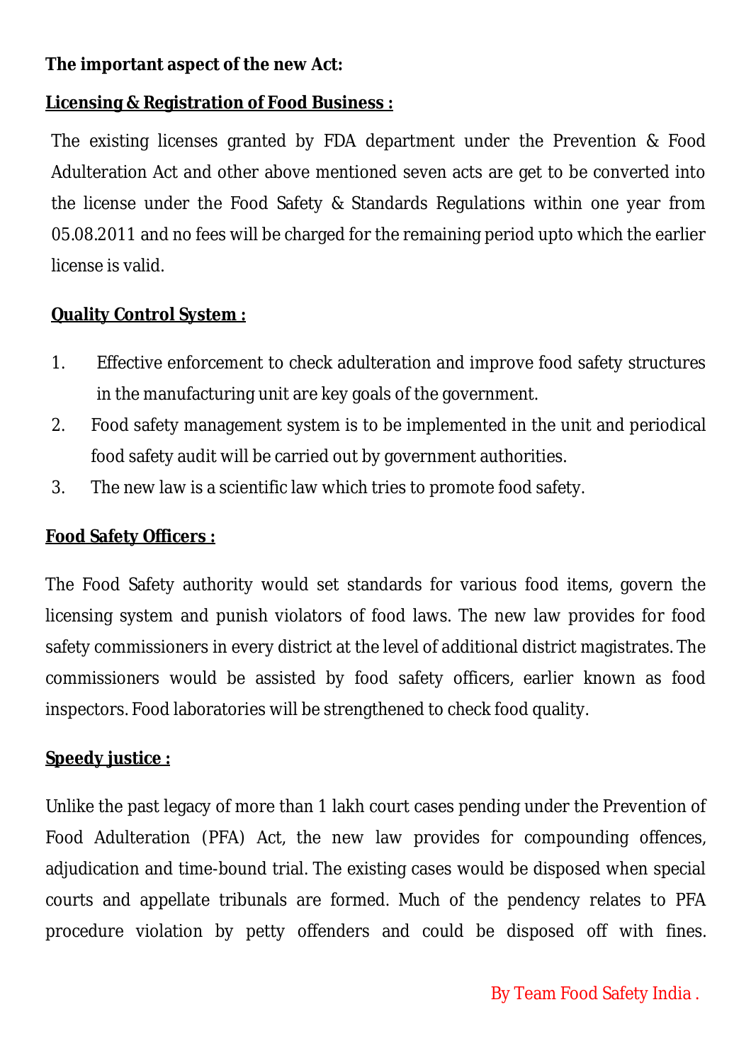**The important aspect of the new Act:**

**Licensing & Registration of Food Business :**

The existing licenses granted by FDA department under the Prevention & Food Adulteration Act and other above mentioned seven acts are get to be converted into the license under the Food Safety & Standards Regulations within one year from 05.08.2011 and no fees will be charged for the remaining period upto which the earlier license is valid.

**Quality Control System :**

1. Effective enforcement to check adulteration and improve food safety structures in the manufacturing unit are key goals of the government.
2. Food safety management system is to be implemented in the unit and periodical food safety audit will be carried out by government authorities.
3. The new law is a scientific law which tries to promote food safety.

**Food Safety Officers :**

The Food Safety authority would set standards for various food items, govern the licensing system and punish violators of food laws. The new law provides for food safety commissioners in every district at the level of additional district magistrates. The commissioners would be assisted by food safety officers, earlier known as food inspectors. Food laboratories will be strengthened to check food quality.

**Speedy justice :**

Unlike the past legacy of more than 1 lakh court cases pending under the Prevention of Food Adulteration (PFA) Act, the new law provides for compounding offences, adjudication and time-bound trial. The existing cases would be disposed when special courts and appellate tribunals are formed. Much of the pendency relates to PFA procedure violation by petty offenders and could be disposed off with fines.

By Team Food Safety India .